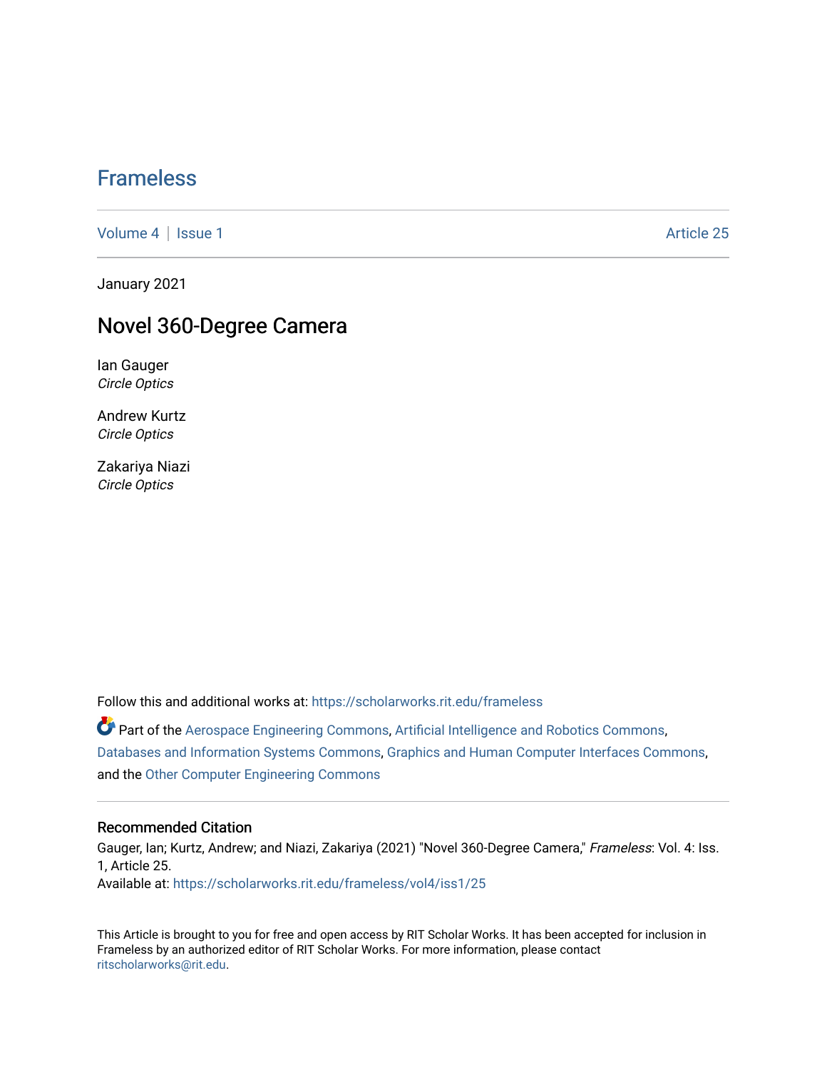# Frameless

Volume 4 | Issue 1 Article 25

January 2021

## Novel 360-Degree Camera

Ian Gauger
*Circle Optics*

Andrew Kurtz
*Circle Optics*

Zakariya Niazi
*Circle Optics*

Follow this and additional works at: https://scholarworks.rit.edu/frameless

Part of the Aerospace Engineering Commons, Artificial Intelligence and Robotics Commons, Databases and Information Systems Commons, Graphics and Human Computer Interfaces Commons, and the Other Computer Engineering Commons

### Recommended Citation

Gauger, Ian; Kurtz, Andrew; and Niazi, Zakariya (2021) "Novel 360-Degree Camera," *Frameless*: Vol. 4: Iss. 1, Article 25.
Available at: https://scholarworks.rit.edu/frameless/vol4/iss1/25

This Article is brought to you for free and open access by RIT Scholar Works. It has been accepted for inclusion in Frameless by an authorized editor of RIT Scholar Works. For more information, please contact ritscholarworks@rit.edu.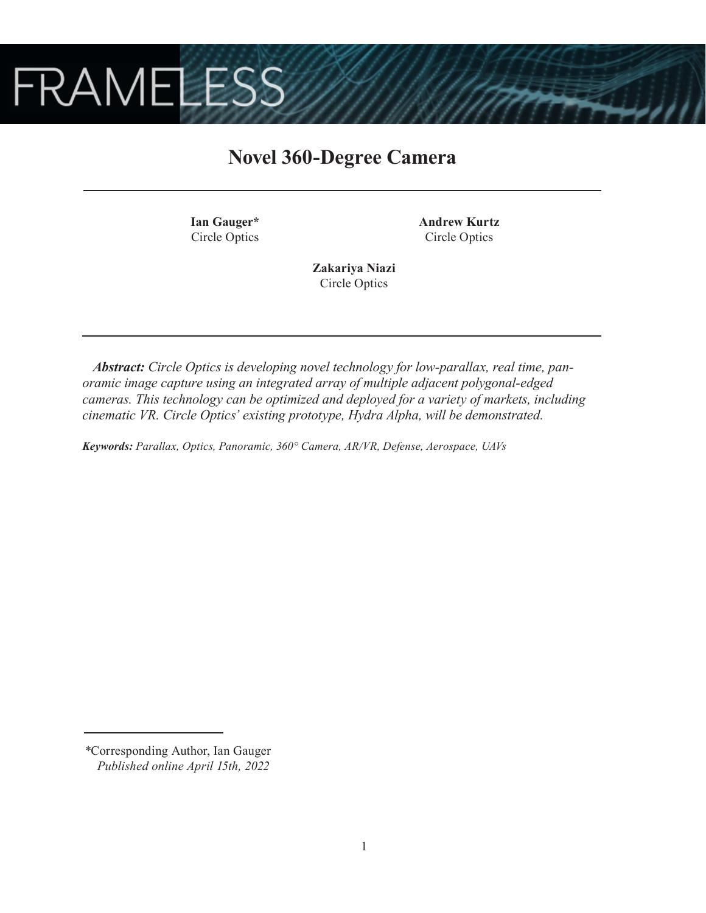# Novel 360-Degree Camera

**Ian Gauger***
Circle Optics

**Andrew Kurtz**
Circle Optics

**Zakariya Niazi**
Circle Optics

***Abstract:*** *Circle Optics is developing novel technology for low-parallax, real time, panoramic image capture using an integrated array of multiple adjacent polygonal-edged cameras. This technology can be optimized and deployed for a variety of markets, including cinematic VR. Circle Optics' existing prototype, Hydra Alpha, will be demonstrated.*

***Keywords:*** *Parallax, Optics, Panoramic, 360° Camera, AR/VR, Defense, Aerospace, UAVs*

*Corresponding Author, Ian Gauger
*Published online April 15th, 2022*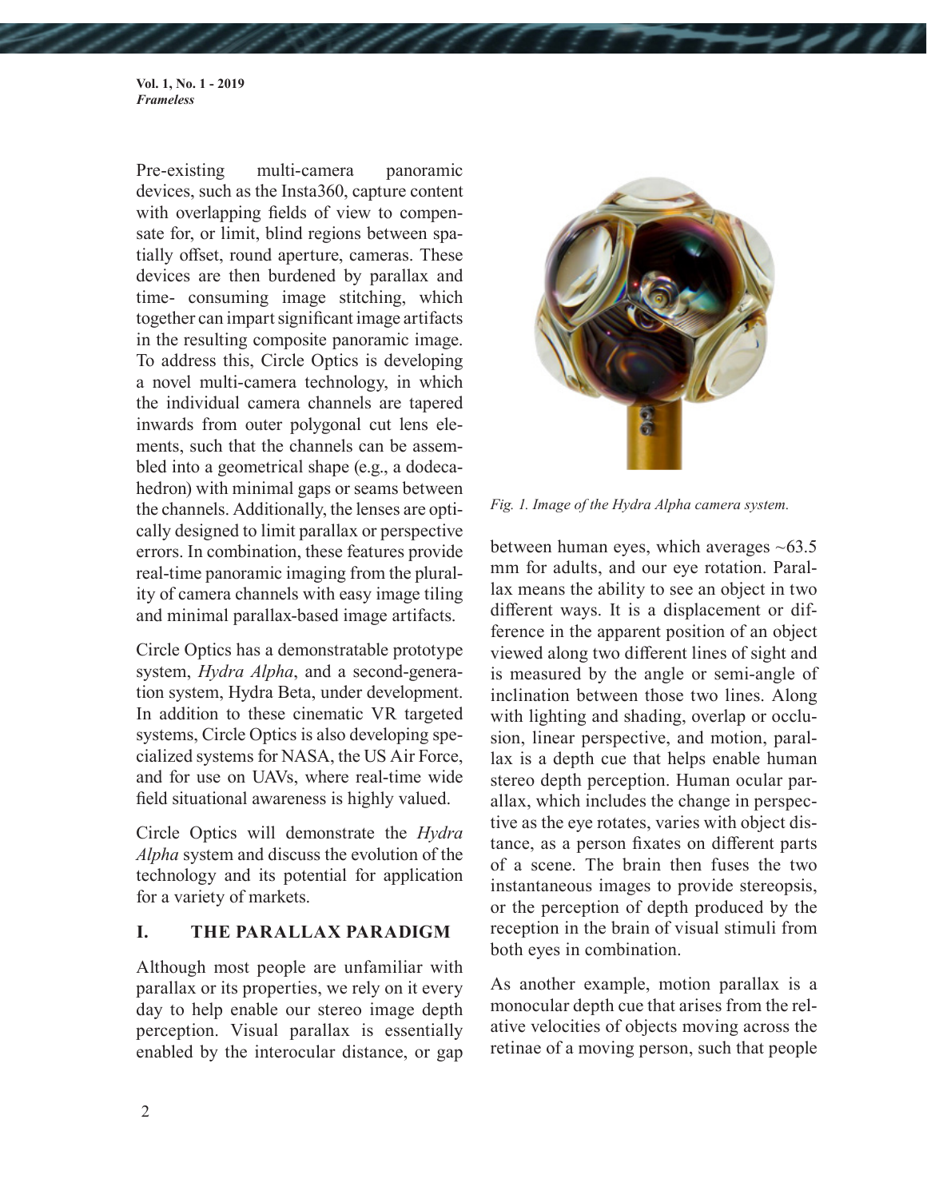Pre-existing multi-camera panoramic devices, such as the Insta360, capture content with overlapping fields of view to compensate for, or limit, blind regions between spatially offset, round aperture, cameras. These devices are then burdened by parallax and time- consuming image stitching, which together can impart significant image artifacts in the resulting composite panoramic image. To address this, Circle Optics is developing a novel multi-camera technology, in which the individual camera channels are tapered inwards from outer polygonal cut lens elements, such that the channels can be assembled into a geometrical shape (e.g., a dodecahedron) with minimal gaps or seams between the channels. Additionally, the lenses are optically designed to limit parallax or perspective errors. In combination, these features provide real-time panoramic imaging from the plurality of camera channels with easy image tiling and minimal parallax-based image artifacts.

Circle Optics has a demonstratable prototype system, *Hydra Alpha*, and a second-generation system, Hydra Beta, under development. In addition to these cinematic VR targeted systems, Circle Optics is also developing specialized systems for NASA, the US Air Force, and for use on UAVs, where real-time wide field situational awareness is highly valued.

Circle Optics will demonstrate the *Hydra Alpha* system and discuss the evolution of the technology and its potential for application for a variety of markets.

## I. THE PARALLAX PARADIGM

Although most people are unfamiliar with parallax or its properties, we rely on it every day to help enable our stereo image depth perception. Visual parallax is essentially enabled by the interocular distance, or gap between human eyes, which averages ~63.5 mm for adults, and our eye rotation. Parallax means the ability to see an object in two different ways. It is a displacement or difference in the apparent position of an object viewed along two different lines of sight and is measured by the angle or semi-angle of inclination between those two lines. Along with lighting and shading, overlap or occlusion, linear perspective, and motion, parallax is a depth cue that helps enable human stereo depth perception. Human ocular parallax, which includes the change in perspective as the eye rotates, varies with object distance, as a person fixates on different parts of a scene. The brain then fuses the two instantaneous images to provide stereopsis, or the perception of depth produced by the reception in the brain of visual stimuli from both eyes in combination.

*Fig. 1. Image of the Hydra Alpha camera system.*

As another example, motion parallax is a monocular depth cue that arises from the relative velocities of objects moving across the retinae of a moving person, such that people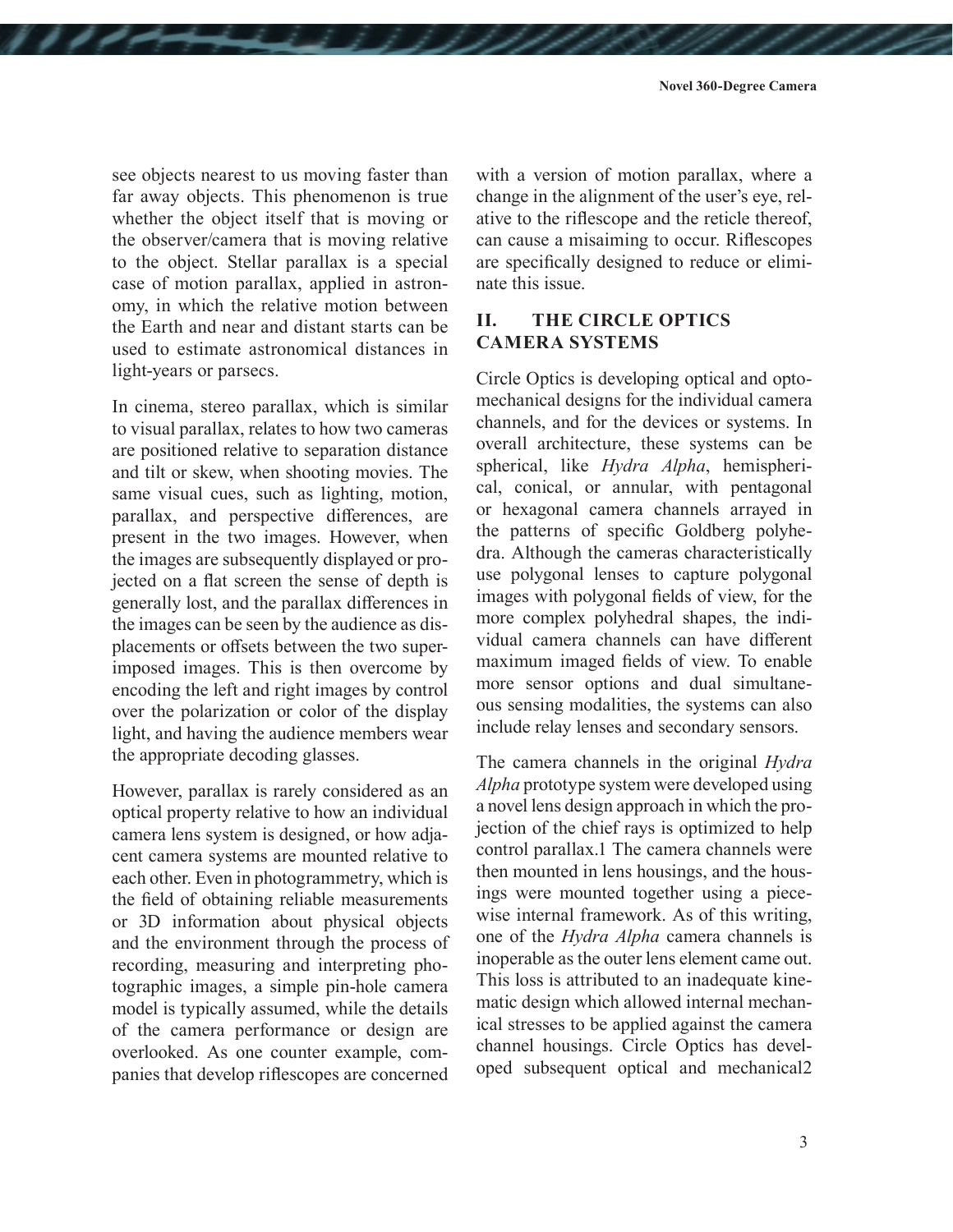see objects nearest to us moving faster than far away objects. This phenomenon is true whether the object itself that is moving or the observer/camera that is moving relative to the object. Stellar parallax is a special case of motion parallax, applied in astronomy, in which the relative motion between the Earth and near and distant starts can be used to estimate astronomical distances in light-years or parsecs.

In cinema, stereo parallax, which is similar to visual parallax, relates to how two cameras are positioned relative to separation distance and tilt or skew, when shooting movies. The same visual cues, such as lighting, motion, parallax, and perspective differences, are present in the two images. However, when the images are subsequently displayed or projected on a flat screen the sense of depth is generally lost, and the parallax differences in the images can be seen by the audience as displacements or offsets between the two superimposed images. This is then overcome by encoding the left and right images by control over the polarization or color of the display light, and having the audience members wear the appropriate decoding glasses.

However, parallax is rarely considered as an optical property relative to how an individual camera lens system is designed, or how adjacent camera systems are mounted relative to each other. Even in photogrammetry, which is the field of obtaining reliable measurements or 3D information about physical objects and the environment through the process of recording, measuring and interpreting photographic images, a simple pin-hole camera model is typically assumed, while the details of the camera performance or design are overlooked. As one counter example, companies that develop riflescopes are concerned with a version of motion parallax, where a change in the alignment of the user's eye, relative to the riflescope and the reticle thereof, can cause a misaiming to occur. Riflescopes are specifically designed to reduce or eliminate this issue.

## II. THE CIRCLE OPTICS CAMERA SYSTEMS

Circle Optics is developing optical and opto-mechanical designs for the individual camera channels, and for the devices or systems. In overall architecture, these systems can be spherical, like *Hydra Alpha*, hemispherical, conical, or annular, with pentagonal or hexagonal camera channels arrayed in the patterns of specific Goldberg polyhedra. Although the cameras characteristically use polygonal lenses to capture polygonal images with polygonal fields of view, for the more complex polyhedral shapes, the individual camera channels can have different maximum imaged fields of view. To enable more sensor options and dual simultaneous sensing modalities, the systems can also include relay lenses and secondary sensors.

The camera channels in the original *Hydra Alpha* prototype system were developed using a novel lens design approach in which the projection of the chief rays is optimized to help control parallax.[1] The camera channels were then mounted in lens housings, and the housings were mounted together using a piecewise internal framework. As of this writing, one of the *Hydra Alpha* camera channels is inoperable as the outer lens element came out. This loss is attributed to an inadequate kinematic design which allowed internal mechanical stresses to be applied against the camera channel housings. Circle Optics has developed subsequent optical and mechanical[2]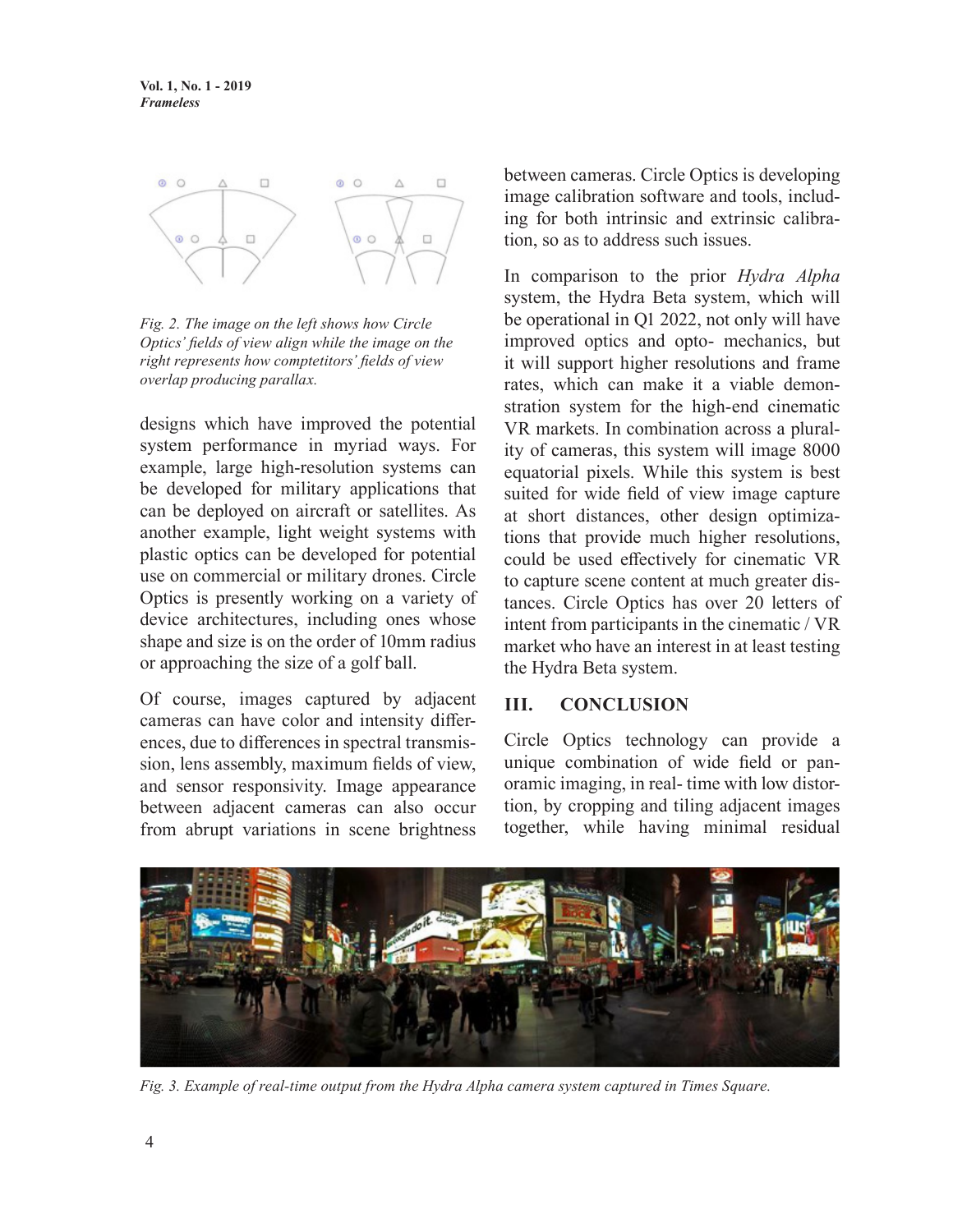Fig. 2. The image on the left shows how Circle Optics' fields of view align while the image on the right represents how comptetitors' fields of view overlap producing parallax.

designs which have improved the potential system performance in myriad ways. For example, large high-resolution systems can be developed for military applications that can be deployed on aircraft or satellites. As another example, light weight systems with plastic optics can be developed for potential use on commercial or military drones. Circle Optics is presently working on a variety of device architectures, including ones whose shape and size is on the order of 10mm radius or approaching the size of a golf ball.

Of course, images captured by adjacent cameras can have color and intensity differences, due to differences in spectral transmission, lens assembly, maximum fields of view, and sensor responsivity. Image appearance between adjacent cameras can also occur from abrupt variations in scene brightness between cameras. Circle Optics is developing image calibration software and tools, including for both intrinsic and extrinsic calibration, so as to address such issues.

In comparison to the prior *Hydra Alpha* system, the Hydra Beta system, which will be operational in Q1 2022, not only will have improved optics and opto- mechanics, but it will support higher resolutions and frame rates, which can make it a viable demonstration system for the high-end cinematic VR markets. In combination across a plurality of cameras, this system will image 8000 equatorial pixels. While this system is best suited for wide field of view image capture at short distances, other design optimizations that provide much higher resolutions, could be used effectively for cinematic VR to capture scene content at much greater distances. Circle Optics has over 20 letters of intent from participants in the cinematic / VR market who have an interest in at least testing the Hydra Beta system.

## III. CONCLUSION

Circle Optics technology can provide a unique combination of wide field or panoramic imaging, in real- time with low distortion, by cropping and tiling adjacent images together, while having minimal residual

Fig. 3. Example of real-time output from the Hydra Alpha camera system captured in Times Square.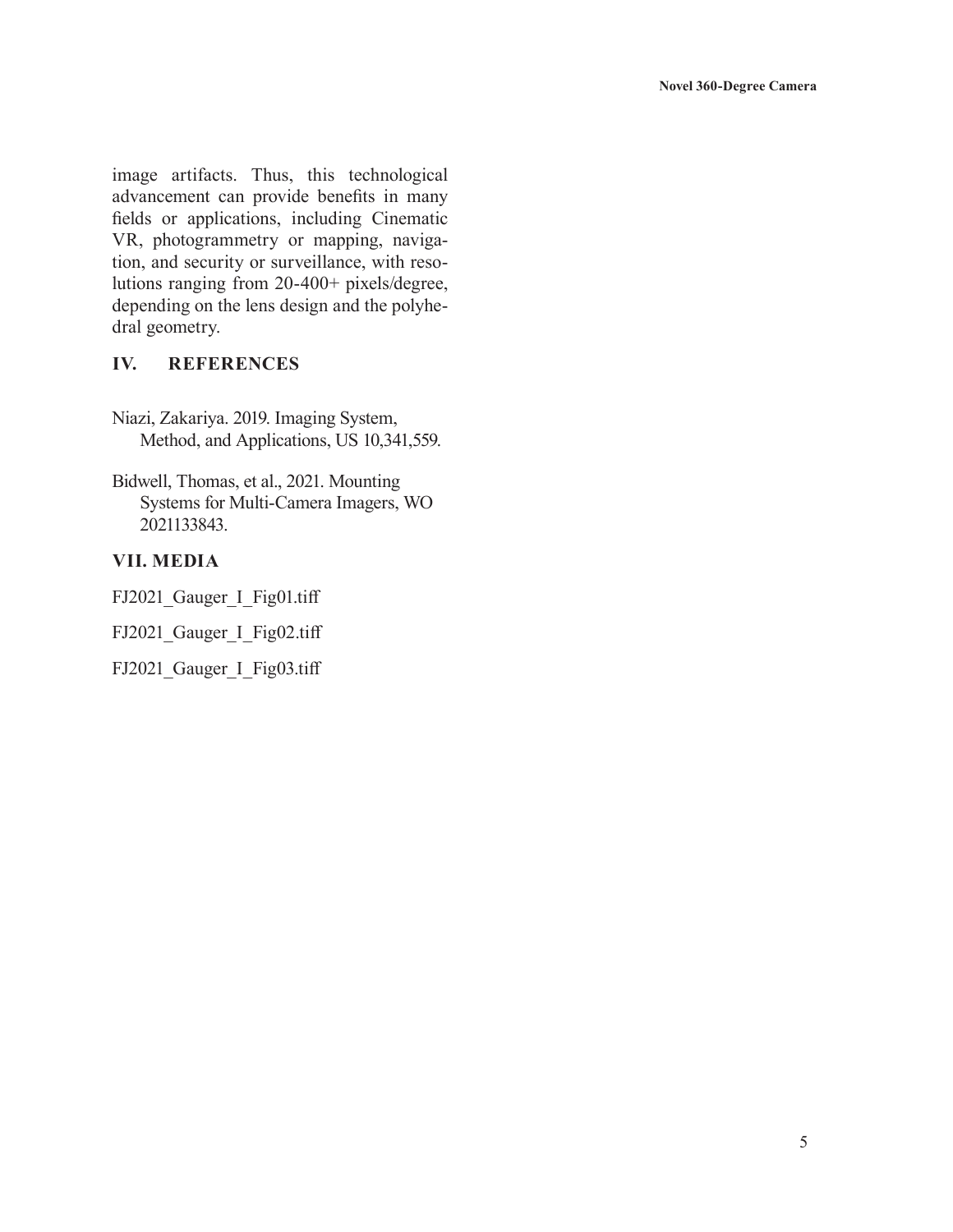image artifacts. Thus, this technological advancement can provide benefits in many fields or applications, including Cinematic VR, photogrammetry or mapping, navigation, and security or surveillance, with resolutions ranging from 20-400+ pixels/degree, depending on the lens design and the polyhedral geometry.

## IV. REFERENCES

Niazi, Zakariya. 2019. Imaging System, Method, and Applications, US 10,341,559.

Bidwell, Thomas, et al., 2021. Mounting Systems for Multi-Camera Imagers, WO 2021133843.

## VII. MEDIA

FJ2021_Gauger_I_Fig01.tiff

FJ2021_Gauger_I_Fig02.tiff

FJ2021_Gauger_I_Fig03.tiff